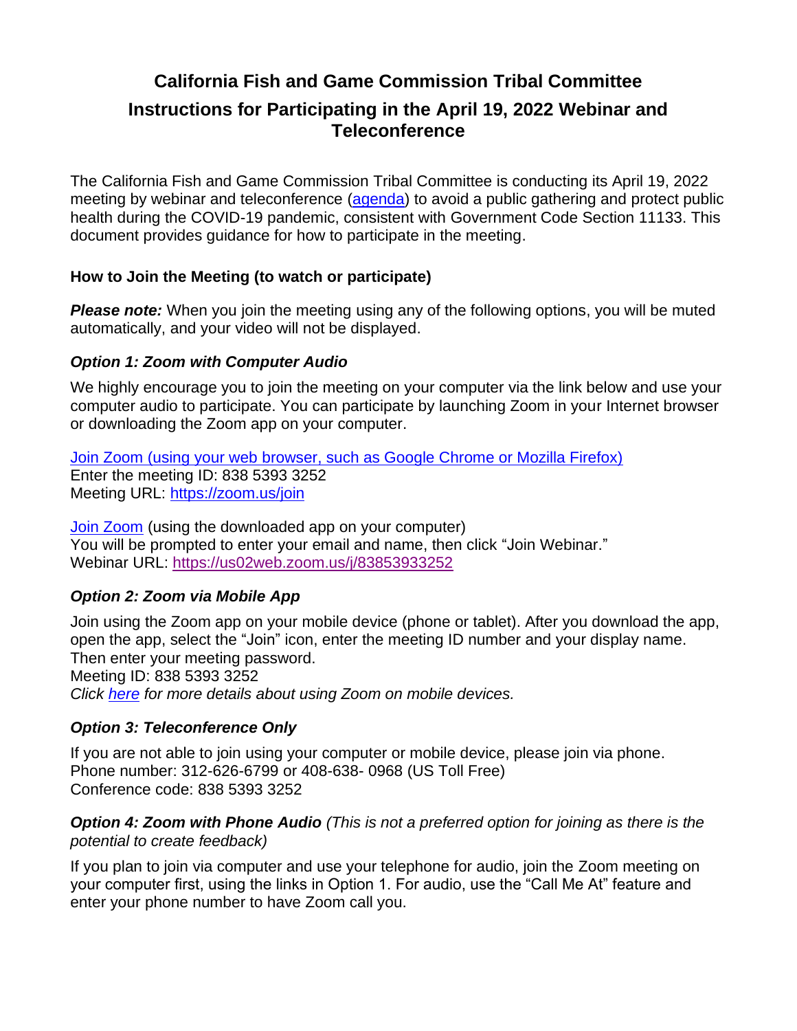# California Fish and Game Commission Tribal Committee

## Instructions for Participating in the April 19, 2022 Webinar and Teleconference

The California Fish and Game Commission Tribal Committee is conducting its April 19, 2022 meeting by webinar and teleconference (agenda) to avoid a public gathering and protect public health during the COVID-19 pandemic, consistent with Government Code Section 11133. This document provides guidance for how to participate in the meeting.

### How to Join the Meeting (to watch or participate)

***Please note:*** When you join the meeting using any of the following options, you will be muted automatically, and your video will not be displayed.

#### *Option 1: Zoom with Computer Audio*

We highly encourage you to join the meeting on your computer via the link below and use your computer audio to participate. You can participate by launching Zoom in your Internet browser or downloading the Zoom app on your computer.

Join Zoom (using your web browser, such as Google Chrome or Mozilla Firefox)
Enter the meeting ID: 838 5393 3252
Meeting URL: https://zoom.us/join

Join Zoom (using the downloaded app on your computer)
You will be prompted to enter your email and name, then click "Join Webinar."
Webinar URL: https://us02web.zoom.us/j/83853933252

#### *Option 2: Zoom via Mobile App*

Join using the Zoom app on your mobile device (phone or tablet). After you download the app, open the app, select the "Join" icon, enter the meeting ID number and your display name. Then enter your meeting password.
Meeting ID: 838 5393 3252
*Click here for more details about using Zoom on mobile devices.*

#### *Option 3: Teleconference Only*

If you are not able to join using your computer or mobile device, please join via phone.
Phone number: 312-626-6799 or 408-638- 0968 (US Toll Free)
Conference code: 838 5393 3252

#### *Option 4: Zoom with Phone Audio* *(This is not a preferred option for joining as there is the potential to create feedback)*

If you plan to join via computer and use your telephone for audio, join the Zoom meeting on your computer first, using the links in Option 1. For audio, use the "Call Me At" feature and enter your phone number to have Zoom call you.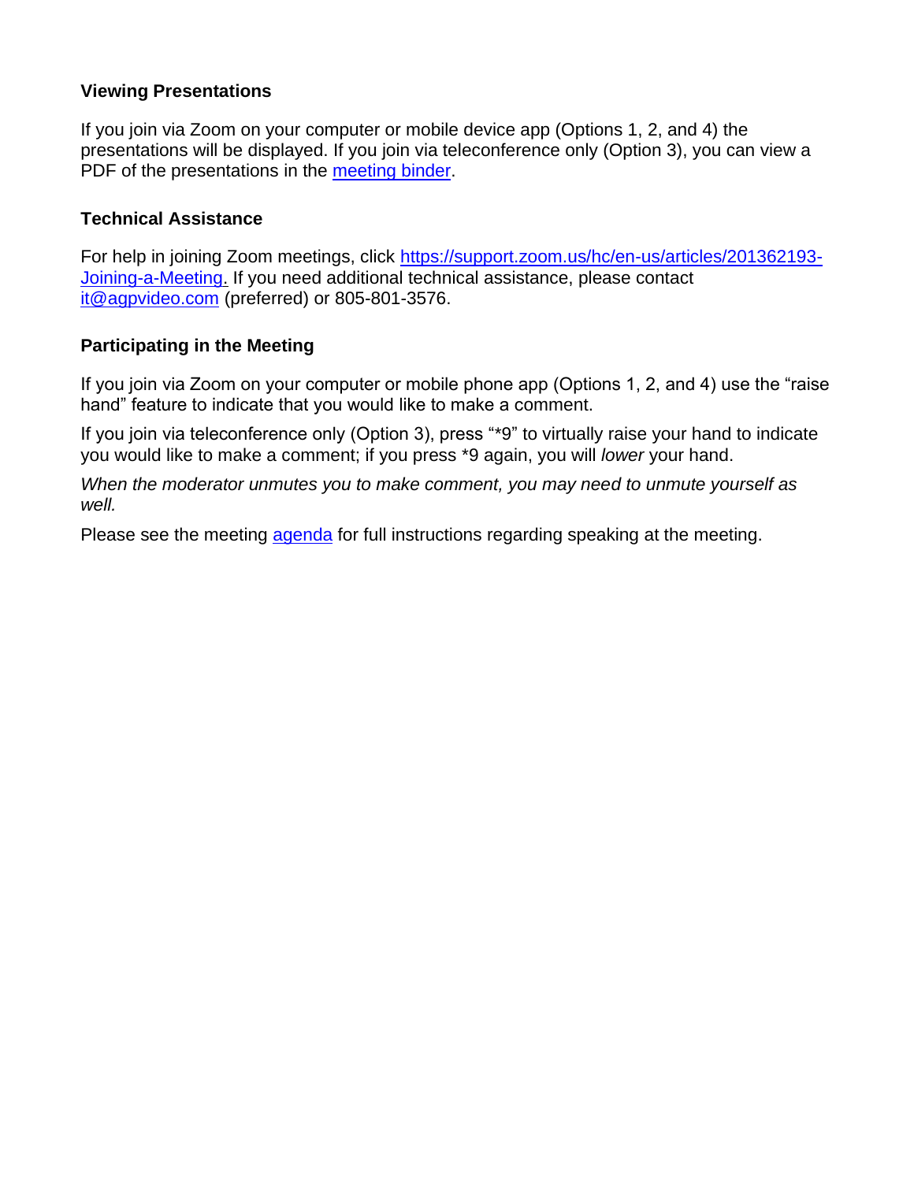### Viewing Presentations

If you join via Zoom on your computer or mobile device app (Options 1, 2, and 4) the presentations will be displayed. If you join via teleconference only (Option 3), you can view a PDF of the presentations in the [meeting binder](#).

### Technical Assistance

For help in joining Zoom meetings, click [https://support.zoom.us/hc/en-us/articles/201362193-Joining-a-Meeting.](https://support.zoom.us/hc/en-us/articles/201362193-Joining-a-Meeting) If you need additional technical assistance, please contact [it@agpvideo.com](mailto:it@agpvideo.com) (preferred) or 805-801-3576.

### Participating in the Meeting

If you join via Zoom on your computer or mobile phone app (Options 1, 2, and 4) use the "raise hand" feature to indicate that you would like to make a comment.

If you join via teleconference only (Option 3), press "*9" to virtually raise your hand to indicate you would like to make a comment; if you press *9 again, you will *lower* your hand.

*When the moderator unmutes you to make comment, you may need to unmute yourself as well.*

Please see the meeting [agenda](#) for full instructions regarding speaking at the meeting.